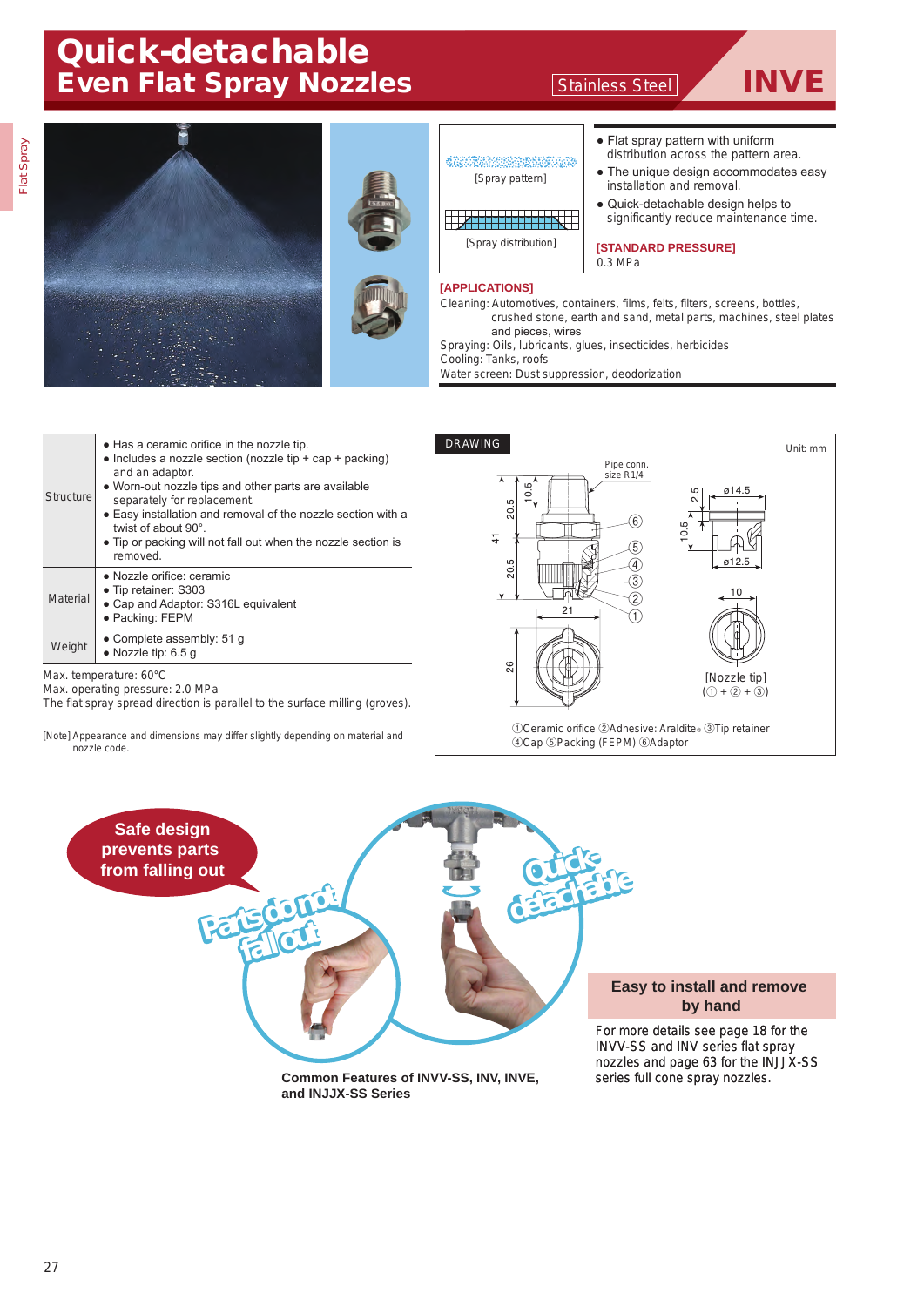# Quick-detachable Even Flat Spray Nozzles

Stainless Steel **INVE**

[Spray pattern]

[Spray distribution]

- Flat spray pattern with uniform distribution across the pattern area.
- The unique design accommodates easy installation and removal.
- Quick-detachable design helps to significantly reduce maintenance time.

**[STANDARD PRESSURE]**
0.3 MPa

**[APPLICATIONS]**
Cleaning: Automotives, containers, films, felts, filters, screens, bottles, crushed stone, earth and sand, metal parts, machines, steel plates and pieces, wires
Spraying: Oils, lubricants, glues, insecticides, herbicides
Cooling: Tanks, roofs
Water screen: Dust suppression, deodorization

| | |
|---|---|
| Structure | ● Has a ceramic orifice in the nozzle tip.<br>● Includes a nozzle section (nozzle tip + cap + packing) and an adaptor.<br>● Worn-out nozzle tips and other parts are available separately for replacement.<br>● Easy installation and removal of the nozzle section with a twist of about 90°.<br>● Tip or packing will not fall out when the nozzle section is removed. |
| Material | ● Nozzle orifice: ceramic<br>● Tip retainer: S303<br>● Cap and Adaptor: S316L equivalent<br>● Packing: FEPM |
| Weight | ● Complete assembly: 51 g<br>● Nozzle tip: 6.5 g |

Max. temperature: 60°C
Max. operating pressure: 2.0 MPa
The flat spray spread direction is parallel to the surface milling (grooves).

[Note] Appearance and dimensions may differ slightly depending on material and nozzle code.

**DRAWING** Unit: mm

Pipe conn. size R1/4

10.5, 20.5, 41, 20.5, 21, 26, 2.5, ø14.5, 10.5, ø12.5, 10

[Nozzle tip]
(① + ② + ③)

①Ceramic orifice ②Adhesive: Araldite® ③Tip retainer
④Cap ⑤Packing (FEPM) ⑥Adaptor

**Safe design prevents parts from falling out**

Parts do not fall out

Quick-detachable

**Common Features of INVV-SS, INV, INVE, and INJJX-SS Series**

**Easy to install and remove by hand**

For more details see page 18 for the INVV-SS and INV series flat spray nozzles and page 63 for the INJJX-SS series full cone spray nozzles.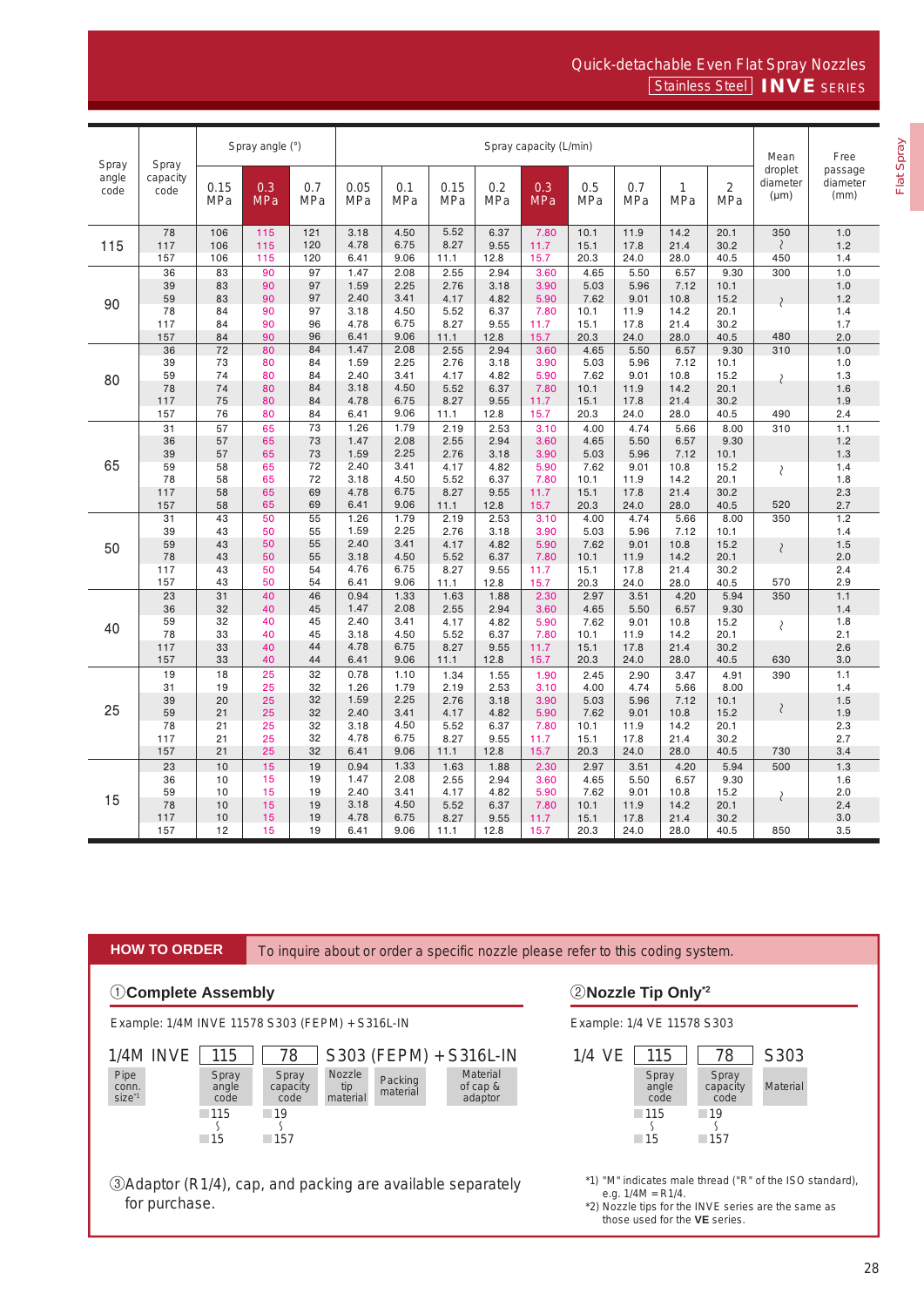# Quick-detachable Even Flat Spray Nozzles

Stainless Steel **INVE** SERIES

| Spray angle code | Spray capacity code | Spray angle (°) | | | Spray capacity (L/min) | | | | | | | | | Mean droplet diameter (μm) | Free passage diameter (mm) |
|---|---|---|---|---|---|---|---|---|---|---|---|---|---|---|---|
| | | 0.15 MPa | 0.3 MPa | 0.7 MPa | 0.05 MPa | 0.1 MPa | 0.15 MPa | 0.2 MPa | 0.3 MPa | 0.5 MPa | 0.7 MPa | 1 MPa | 2 MPa | | |
| 115 | 78 | 106 | 115 | 121 | 3.18 | 4.50 | 5.52 | 6.37 | 7.80 | 10.1 | 11.9 | 14.2 | 20.1 | 350 | 1.0 |
| | 117 | 106 | 115 | 120 | 4.78 | 6.75 | 8.27 | 9.55 | 11.7 | 15.1 | 17.8 | 21.4 | 30.2 | ≀ | 1.2 |
| | 157 | 106 | 115 | 120 | 6.41 | 9.06 | 11.1 | 12.8 | 15.7 | 20.3 | 24.0 | 28.0 | 40.5 | 450 | 1.4 |
| 90 | 36 | 83 | 90 | 97 | 1.47 | 2.08 | 2.55 | 2.94 | 3.60 | 4.65 | 5.50 | 6.57 | 9.30 | 300 | 1.0 |
| | 39 | 83 | 90 | 97 | 1.59 | 2.25 | 2.76 | 3.18 | 3.90 | 5.03 | 5.96 | 7.12 | 10.1 | | 1.0 |
| | 59 | 83 | 90 | 97 | 2.40 | 3.41 | 4.17 | 4.82 | 5.90 | 7.62 | 9.01 | 10.8 | 15.2 | ≀ | 1.2 |
| | 78 | 84 | 90 | 97 | 3.18 | 4.50 | 5.52 | 6.37 | 7.80 | 10.1 | 11.9 | 14.2 | 20.1 | | 1.4 |
| | 117 | 84 | 90 | 96 | 4.78 | 6.75 | 8.27 | 9.55 | 11.7 | 15.1 | 17.8 | 21.4 | 30.2 | | 1.7 |
| | 157 | 84 | 90 | 96 | 6.41 | 9.06 | 11.1 | 12.8 | 15.7 | 20.3 | 24.0 | 28.0 | 40.5 | 480 | 2.0 |
| 80 | 36 | 72 | 80 | 84 | 1.47 | 2.08 | 2.55 | 2.94 | 3.60 | 4.65 | 5.50 | 6.57 | 9.30 | 310 | 1.0 |
| | 39 | 73 | 80 | 84 | 1.59 | 2.25 | 2.76 | 3.18 | 3.90 | 5.03 | 5.96 | 7.12 | 10.1 | | 1.0 |
| | 59 | 74 | 80 | 84 | 2.40 | 3.41 | 4.17 | 4.82 | 5.90 | 7.62 | 9.01 | 10.8 | 15.2 | ≀ | 1.3 |
| | 78 | 74 | 80 | 84 | 3.18 | 4.50 | 5.52 | 6.37 | 7.80 | 10.1 | 11.9 | 14.2 | 20.1 | | 1.6 |
| | 117 | 75 | 80 | 84 | 4.78 | 6.75 | 8.27 | 9.55 | 11.7 | 15.1 | 17.8 | 21.4 | 30.2 | | 1.9 |
| | 157 | 76 | 80 | 84 | 6.41 | 9.06 | 11.1 | 12.8 | 15.7 | 20.3 | 24.0 | 28.0 | 40.5 | 490 | 2.4 |
| 65 | 31 | 57 | 65 | 73 | 1.26 | 1.79 | 2.19 | 2.53 | 3.10 | 4.00 | 4.74 | 5.66 | 8.00 | 310 | 1.1 |
| | 36 | 57 | 65 | 73 | 1.47 | 2.08 | 2.55 | 2.94 | 3.60 | 4.65 | 5.50 | 6.57 | 9.30 | | 1.2 |
| | 39 | 57 | 65 | 73 | 1.59 | 2.25 | 2.76 | 3.18 | 3.90 | 5.03 | 5.96 | 7.12 | 10.1 | | 1.3 |
| | 59 | 58 | 65 | 72 | 2.40 | 3.41 | 4.17 | 4.82 | 5.90 | 7.62 | 9.01 | 10.8 | 15.2 | ≀ | 1.4 |
| | 78 | 58 | 65 | 72 | 3.18 | 4.50 | 5.52 | 6.37 | 7.80 | 10.1 | 11.9 | 14.2 | 20.1 | | 1.8 |
| | 117 | 58 | 65 | 69 | 4.78 | 6.75 | 8.27 | 9.55 | 11.7 | 15.1 | 17.8 | 21.4 | 30.2 | | 2.3 |
| | 157 | 58 | 65 | 69 | 6.41 | 9.06 | 11.1 | 12.8 | 15.7 | 20.3 | 24.0 | 28.0 | 40.5 | 520 | 2.7 |
| 50 | 31 | 43 | 50 | 55 | 1.26 | 1.79 | 2.19 | 2.53 | 3.10 | 4.00 | 4.74 | 5.66 | 8.00 | 350 | 1.2 |
| | 39 | 43 | 50 | 55 | 1.59 | 2.25 | 2.76 | 3.18 | 3.90 | 5.03 | 5.96 | 7.12 | 10.1 | | 1.4 |
| | 59 | 43 | 50 | 55 | 2.40 | 3.41 | 4.17 | 4.82 | 5.90 | 7.62 | 9.01 | 10.8 | 15.2 | ≀ | 1.5 |
| | 78 | 43 | 50 | 55 | 3.18 | 4.50 | 5.52 | 6.37 | 7.80 | 10.1 | 11.9 | 14.2 | 20.1 | | 2.0 |
| | 117 | 43 | 50 | 54 | 4.76 | 6.75 | 8.27 | 9.55 | 11.7 | 15.1 | 17.8 | 21.4 | 30.2 | | 2.4 |
| | 157 | 43 | 50 | 54 | 6.41 | 9.06 | 11.1 | 12.8 | 15.7 | 20.3 | 24.0 | 28.0 | 40.5 | 570 | 2.9 |
| 40 | 23 | 31 | 40 | 46 | 0.94 | 1.33 | 1.63 | 1.88 | 2.30 | 2.97 | 3.51 | 4.20 | 5.94 | 350 | 1.1 |
| | 36 | 32 | 40 | 45 | 1.47 | 2.08 | 2.55 | 2.94 | 3.60 | 4.65 | 5.50 | 6.57 | 9.30 | | 1.4 |
| | 59 | 32 | 40 | 45 | 2.40 | 3.41 | 4.17 | 4.82 | 5.90 | 7.62 | 9.01 | 10.8 | 15.2 | ≀ | 1.8 |
| | 78 | 33 | 40 | 45 | 3.18 | 4.50 | 5.52 | 6.37 | 7.80 | 10.1 | 11.9 | 14.2 | 20.1 | | 2.1 |
| | 117 | 33 | 40 | 44 | 4.78 | 6.75 | 8.27 | 9.55 | 11.7 | 15.1 | 17.8 | 21.4 | 30.2 | | 2.6 |
| | 157 | 33 | 40 | 44 | 6.41 | 9.06 | 11.1 | 12.8 | 15.7 | 20.3 | 24.0 | 28.0 | 40.5 | 630 | 3.0 |
| 25 | 19 | 18 | 25 | 32 | 0.78 | 1.10 | 1.34 | 1.55 | 1.90 | 2.45 | 2.90 | 3.47 | 4.91 | 390 | 1.1 |
| | 31 | 19 | 25 | 32 | 1.26 | 1.79 | 2.19 | 2.53 | 3.10 | 4.00 | 4.74 | 5.66 | 8.00 | | 1.4 |
| | 39 | 20 | 25 | 32 | 1.59 | 2.25 | 2.76 | 3.18 | 3.90 | 5.03 | 5.96 | 7.12 | 10.1 | | 1.5 |
| | 59 | 21 | 25 | 32 | 2.40 | 3.41 | 4.17 | 4.82 | 5.90 | 7.62 | 9.01 | 10.8 | 15.2 | ≀ | 1.9 |
| | 78 | 21 | 25 | 32 | 3.18 | 4.50 | 5.52 | 6.37 | 7.80 | 10.1 | 11.9 | 14.2 | 20.1 | | 2.3 |
| | 117 | 21 | 25 | 32 | 4.78 | 6.75 | 8.27 | 9.55 | 11.7 | 15.1 | 17.8 | 21.4 | 30.2 | | 2.7 |
| | 157 | 21 | 25 | 32 | 6.41 | 9.06 | 11.1 | 12.8 | 15.7 | 20.3 | 24.0 | 28.0 | 40.5 | 730 | 3.4 |
| 15 | 23 | 10 | 15 | 19 | 0.94 | 1.33 | 1.63 | 1.88 | 2.30 | 2.97 | 3.51 | 4.20 | 5.94 | 500 | 1.3 |
| | 36 | 10 | 15 | 19 | 1.47 | 2.08 | 2.55 | 2.94 | 3.60 | 4.65 | 5.50 | 6.57 | 9.30 | | 1.6 |
| | 59 | 10 | 15 | 19 | 2.40 | 3.41 | 4.17 | 4.82 | 5.90 | 7.62 | 9.01 | 10.8 | 15.2 | ≀ | 2.0 |
| | 78 | 10 | 15 | 19 | 3.18 | 4.50 | 5.52 | 6.37 | 7.80 | 10.1 | 11.9 | 14.2 | 20.1 | | 2.4 |
| | 117 | 10 | 15 | 19 | 4.78 | 6.75 | 8.27 | 9.55 | 11.7 | 15.1 | 17.8 | 21.4 | 30.2 | | 3.0 |
| | 157 | 12 | 15 | 19 | 6.41 | 9.06 | 11.1 | 12.8 | 15.7 | 20.3 | 24.0 | 28.0 | 40.5 | 850 | 3.5 |

## HOW TO ORDER

To inquire about or order a specific nozzle please refer to this coding system.

### ①Complete Assembly

Example: 1/4M INVE 11578 S303 (FEPM) + S316L-IN

| 1/4M | INVE | 115 | 78 | S303 | (FEPM) | + S316L-IN |
|---|---|---|---|---|---|---|
| Pipe conn. size[*1] | | Spray angle code | Spray capacity code | Nozzle tip material | Packing material | Material of cap & adaptor |
| | | 115 ~ 15 | 19 ~ 157 | | | |

### ②Nozzle Tip Only[*2]

Example: 1/4 VE 11578 S303

| 1/4 | VE | 115 | 78 | S303 |
|---|---|---|---|---|
| | | Spray angle code | Spray capacity code | Material |
| | | 115 ~ 15 | 19 ~ 157 | |

③Adaptor (R1/4), cap, and packing are available separately for purchase.

*1) "M" indicates male thread ("R" of the ISO standard), e.g. 1/4M = R1/4.
*2) Nozzle tips for the INVE series are the same as those used for the **VE** series.